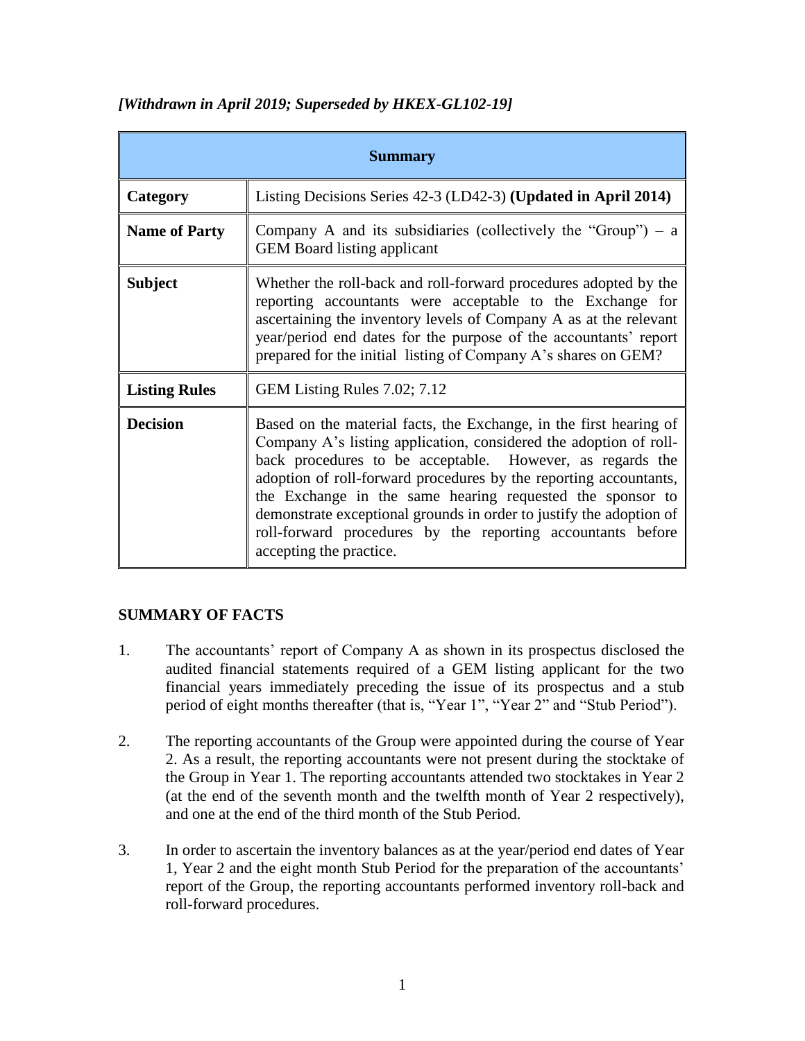*[Withdrawn in April 2019; Superseded by HKEX-GL102-19]*

| **Summary** | |
|---|---|
| **Category** | Listing Decisions Series 42-3 (LD42-3) **(Updated in April 2014)** |
| **Name of Party** | Company A and its subsidiaries (collectively the "Group") – a GEM Board listing applicant |
| **Subject** | Whether the roll-back and roll-forward procedures adopted by the reporting accountants were acceptable to the Exchange for ascertaining the inventory levels of Company A as at the relevant year/period end dates for the purpose of the accountants' report prepared for the initial listing of Company A's shares on GEM? |
| **Listing Rules** | GEM Listing Rules 7.02; 7.12 |
| **Decision** | Based on the material facts, the Exchange, in the first hearing of Company A's listing application, considered the adoption of roll-back procedures to be acceptable. However, as regards the adoption of roll-forward procedures by the reporting accountants, the Exchange in the same hearing requested the sponsor to demonstrate exceptional grounds in order to justify the adoption of roll-forward procedures by the reporting accountants before accepting the practice. |

## SUMMARY OF FACTS

1. The accountants' report of Company A as shown in its prospectus disclosed the audited financial statements required of a GEM listing applicant for the two financial years immediately preceding the issue of its prospectus and a stub period of eight months thereafter (that is, "Year 1", "Year 2" and "Stub Period").

2. The reporting accountants of the Group were appointed during the course of Year 2. As a result, the reporting accountants were not present during the stocktake of the Group in Year 1. The reporting accountants attended two stocktakes in Year 2 (at the end of the seventh month and the twelfth month of Year 2 respectively), and one at the end of the third month of the Stub Period.

3. In order to ascertain the inventory balances as at the year/period end dates of Year 1, Year 2 and the eight month Stub Period for the preparation of the accountants' report of the Group, the reporting accountants performed inventory roll-back and roll-forward procedures.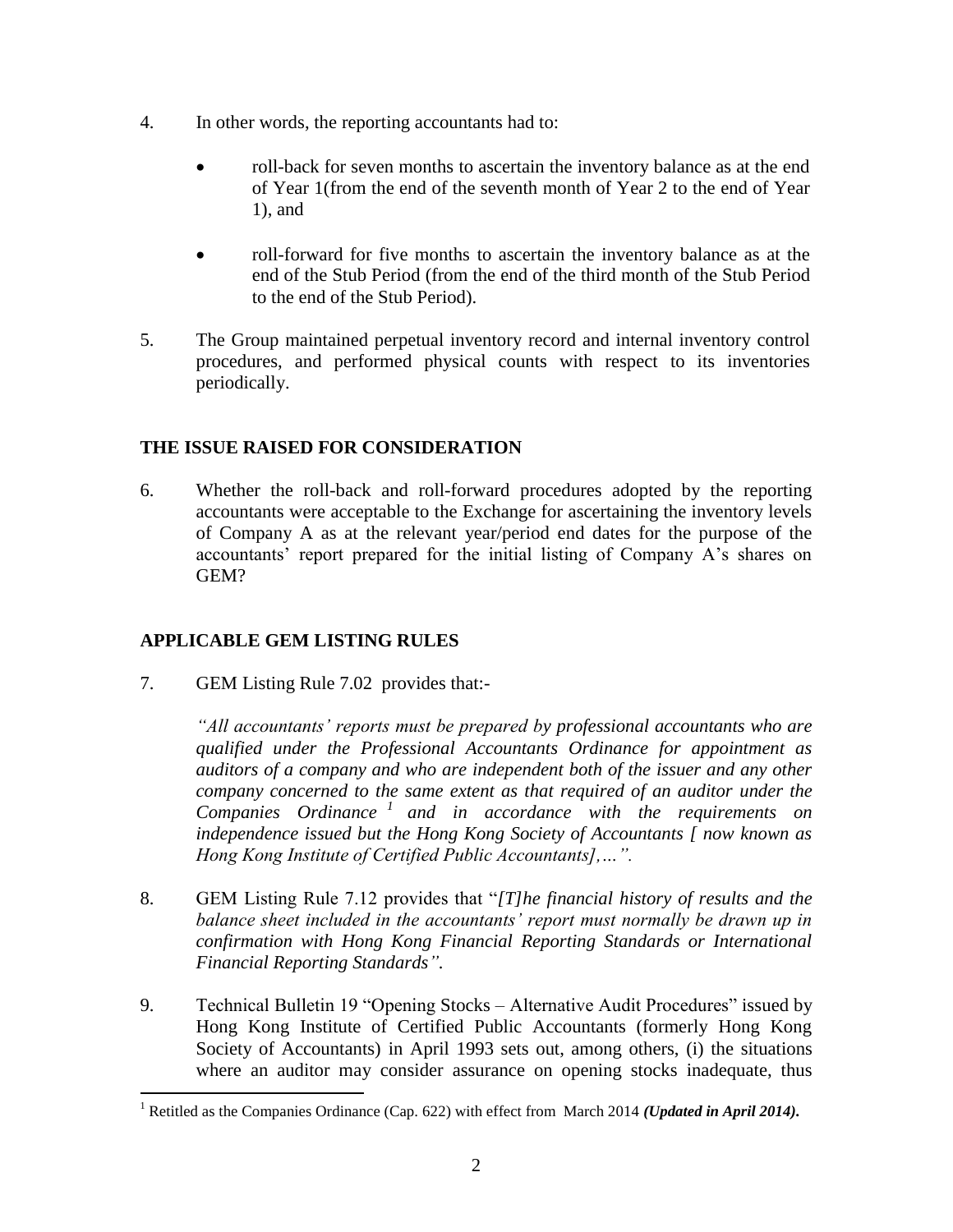4. In other words, the reporting accountants had to:

    - roll-back for seven months to ascertain the inventory balance as at the end of Year 1(from the end of the seventh month of Year 2 to the end of Year 1), and

    - roll-forward for five months to ascertain the inventory balance as at the end of the Stub Period (from the end of the third month of the Stub Period to the end of the Stub Period).

5. The Group maintained perpetual inventory record and internal inventory control procedures, and performed physical counts with respect to its inventories periodically.

## THE ISSUE RAISED FOR CONSIDERATION

6. Whether the roll-back and roll-forward procedures adopted by the reporting accountants were acceptable to the Exchange for ascertaining the inventory levels of Company A as at the relevant year/period end dates for the purpose of the accountants' report prepared for the initial listing of Company A's shares on GEM?

## APPLICABLE GEM LISTING RULES

7. GEM Listing Rule 7.02 provides that:-

    *"All accountants' reports must be prepared by professional accountants who are qualified under the Professional Accountants Ordinance for appointment as auditors of a company and who are independent both of the issuer and any other company concerned to the same extent as that required of an auditor under the Companies Ordinance [1] and in accordance with the requirements on independence issued but the Hong Kong Society of Accountants [ now known as Hong Kong Institute of Certified Public Accountants],…".*

8. GEM Listing Rule 7.12 provides that "*[T]he financial history of results and the balance sheet included in the accountants' report must normally be drawn up in confirmation with Hong Kong Financial Reporting Standards or International Financial Reporting Standards".*

9. Technical Bulletin 19 "Opening Stocks – Alternative Audit Procedures" issued by Hong Kong Institute of Certified Public Accountants (formerly Hong Kong Society of Accountants) in April 1993 sets out, among others, (i) the situations where an auditor may consider assurance on opening stocks inadequate, thus

---

[1] Retitled as the Companies Ordinance (Cap. 622) with effect from March 2014 ***(Updated in April 2014).***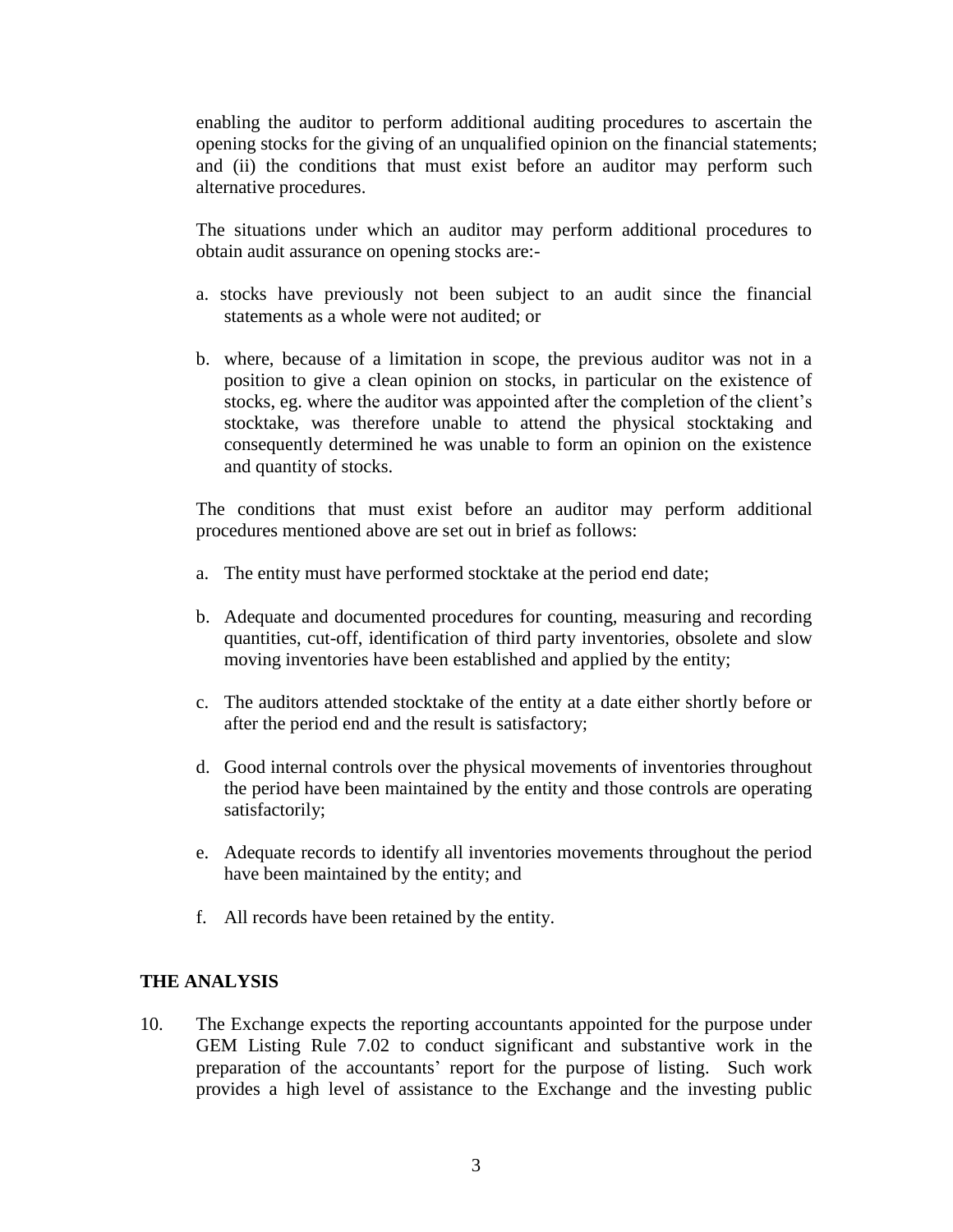enabling the auditor to perform additional auditing procedures to ascertain the opening stocks for the giving of an unqualified opinion on the financial statements; and (ii) the conditions that must exist before an auditor may perform such alternative procedures.

The situations under which an auditor may perform additional procedures to obtain audit assurance on opening stocks are:-

a. stocks have previously not been subject to an audit since the financial statements as a whole were not audited; or

b. where, because of a limitation in scope, the previous auditor was not in a position to give a clean opinion on stocks, in particular on the existence of stocks, eg. where the auditor was appointed after the completion of the client's stocktake, was therefore unable to attend the physical stocktaking and consequently determined he was unable to form an opinion on the existence and quantity of stocks.

The conditions that must exist before an auditor may perform additional procedures mentioned above are set out in brief as follows:

a. The entity must have performed stocktake at the period end date;

b. Adequate and documented procedures for counting, measuring and recording quantities, cut-off, identification of third party inventories, obsolete and slow moving inventories have been established and applied by the entity;

c. The auditors attended stocktake of the entity at a date either shortly before or after the period end and the result is satisfactory;

d. Good internal controls over the physical movements of inventories throughout the period have been maintained by the entity and those controls are operating satisfactorily;

e. Adequate records to identify all inventories movements throughout the period have been maintained by the entity; and

f. All records have been retained by the entity.

## THE ANALYSIS

10. The Exchange expects the reporting accountants appointed for the purpose under GEM Listing Rule 7.02 to conduct significant and substantive work in the preparation of the accountants' report for the purpose of listing. Such work provides a high level of assistance to the Exchange and the investing public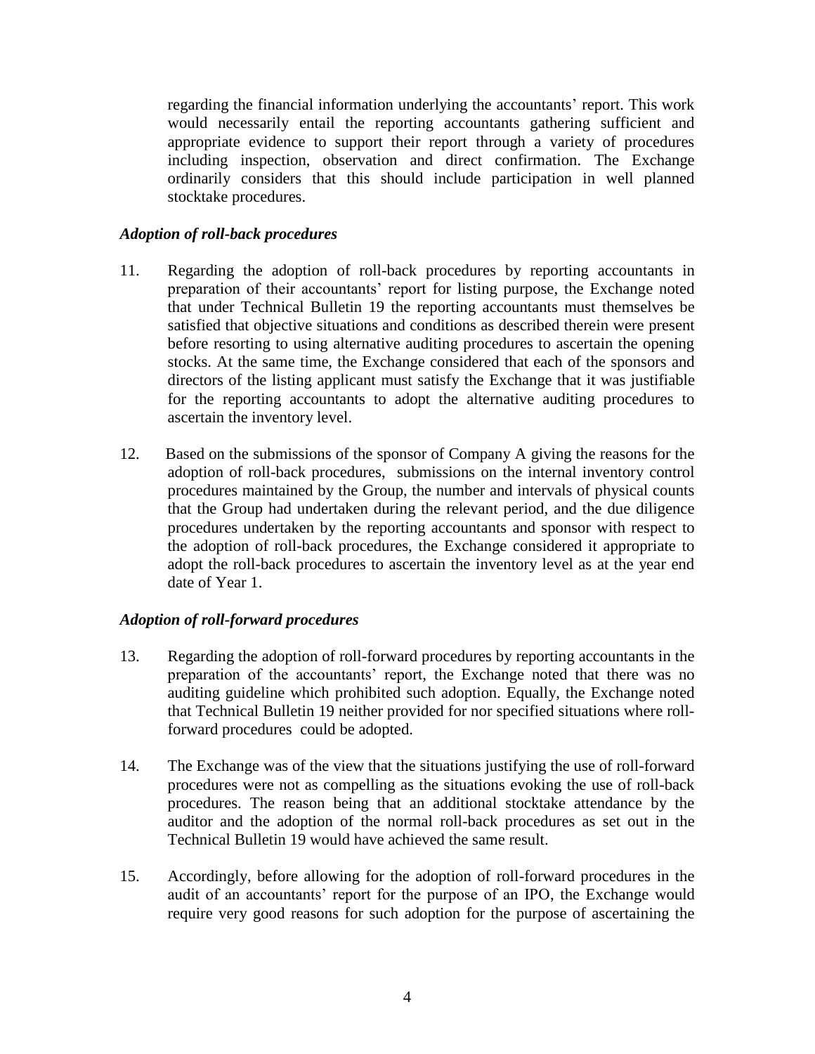regarding the financial information underlying the accountants' report. This work would necessarily entail the reporting accountants gathering sufficient and appropriate evidence to support their report through a variety of procedures including inspection, observation and direct confirmation. The Exchange ordinarily considers that this should include participation in well planned stocktake procedures.

*Adoption of roll-back procedures*

11. Regarding the adoption of roll-back procedures by reporting accountants in preparation of their accountants' report for listing purpose, the Exchange noted that under Technical Bulletin 19 the reporting accountants must themselves be satisfied that objective situations and conditions as described therein were present before resorting to using alternative auditing procedures to ascertain the opening stocks. At the same time, the Exchange considered that each of the sponsors and directors of the listing applicant must satisfy the Exchange that it was justifiable for the reporting accountants to adopt the alternative auditing procedures to ascertain the inventory level.

12. Based on the submissions of the sponsor of Company A giving the reasons for the adoption of roll-back procedures, submissions on the internal inventory control procedures maintained by the Group, the number and intervals of physical counts that the Group had undertaken during the relevant period, and the due diligence procedures undertaken by the reporting accountants and sponsor with respect to the adoption of roll-back procedures, the Exchange considered it appropriate to adopt the roll-back procedures to ascertain the inventory level as at the year end date of Year 1.

*Adoption of roll-forward procedures*

13. Regarding the adoption of roll-forward procedures by reporting accountants in the preparation of the accountants' report, the Exchange noted that there was no auditing guideline which prohibited such adoption. Equally, the Exchange noted that Technical Bulletin 19 neither provided for nor specified situations where roll-forward procedures could be adopted.

14. The Exchange was of the view that the situations justifying the use of roll-forward procedures were not as compelling as the situations evoking the use of roll-back procedures. The reason being that an additional stocktake attendance by the auditor and the adoption of the normal roll-back procedures as set out in the Technical Bulletin 19 would have achieved the same result.

15. Accordingly, before allowing for the adoption of roll-forward procedures in the audit of an accountants' report for the purpose of an IPO, the Exchange would require very good reasons for such adoption for the purpose of ascertaining the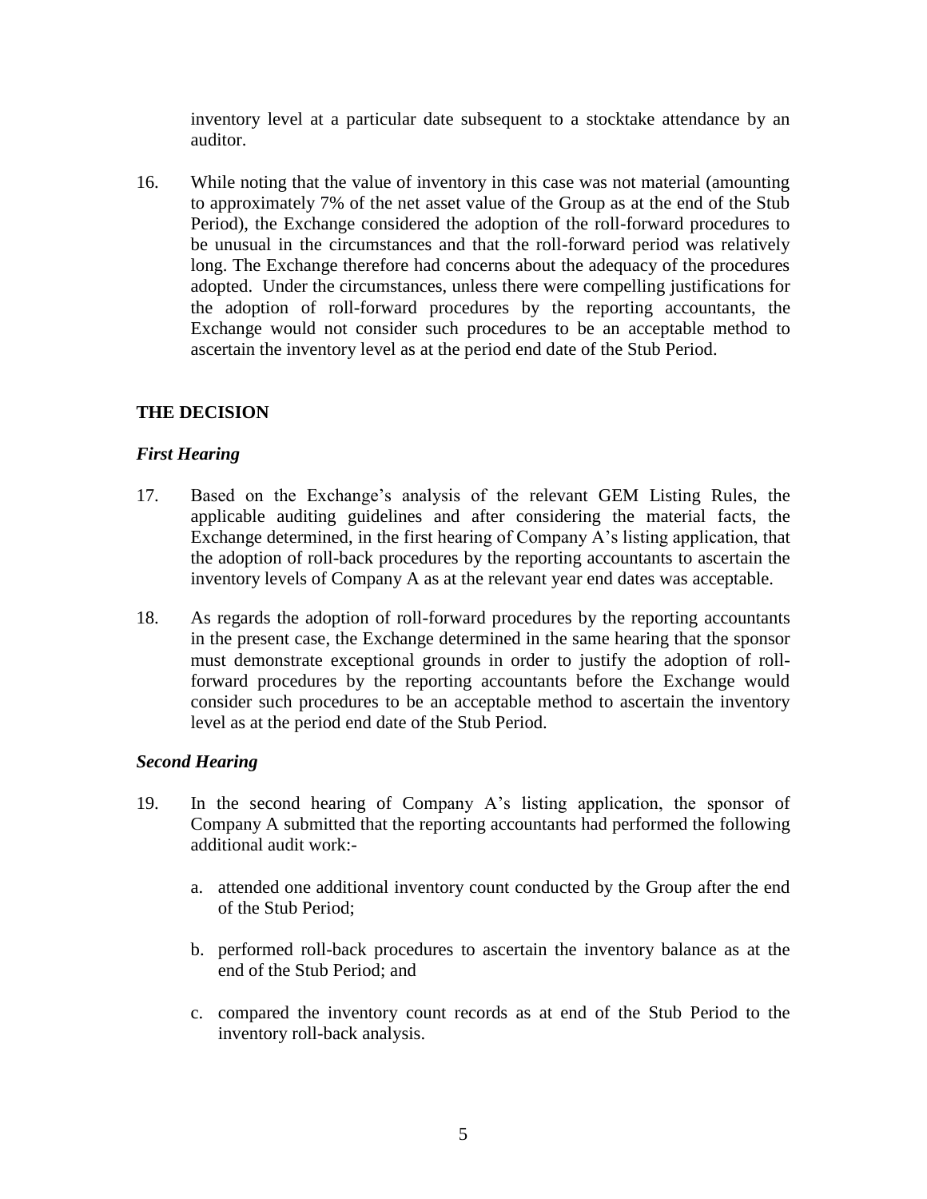inventory level at a particular date subsequent to a stocktake attendance by an auditor.

16. While noting that the value of inventory in this case was not material (amounting to approximately 7% of the net asset value of the Group as at the end of the Stub Period), the Exchange considered the adoption of the roll-forward procedures to be unusual in the circumstances and that the roll-forward period was relatively long. The Exchange therefore had concerns about the adequacy of the procedures adopted. Under the circumstances, unless there were compelling justifications for the adoption of roll-forward procedures by the reporting accountants, the Exchange would not consider such procedures to be an acceptable method to ascertain the inventory level as at the period end date of the Stub Period.

## THE DECISION

### *First Hearing*

17. Based on the Exchange's analysis of the relevant GEM Listing Rules, the applicable auditing guidelines and after considering the material facts, the Exchange determined, in the first hearing of Company A's listing application, that the adoption of roll-back procedures by the reporting accountants to ascertain the inventory levels of Company A as at the relevant year end dates was acceptable.

18. As regards the adoption of roll-forward procedures by the reporting accountants in the present case, the Exchange determined in the same hearing that the sponsor must demonstrate exceptional grounds in order to justify the adoption of roll-forward procedures by the reporting accountants before the Exchange would consider such procedures to be an acceptable method to ascertain the inventory level as at the period end date of the Stub Period.

### *Second Hearing*

19. In the second hearing of Company A's listing application, the sponsor of Company A submitted that the reporting accountants had performed the following additional audit work:-

    a. attended one additional inventory count conducted by the Group after the end of the Stub Period;

    b. performed roll-back procedures to ascertain the inventory balance as at the end of the Stub Period; and

    c. compared the inventory count records as at end of the Stub Period to the inventory roll-back analysis.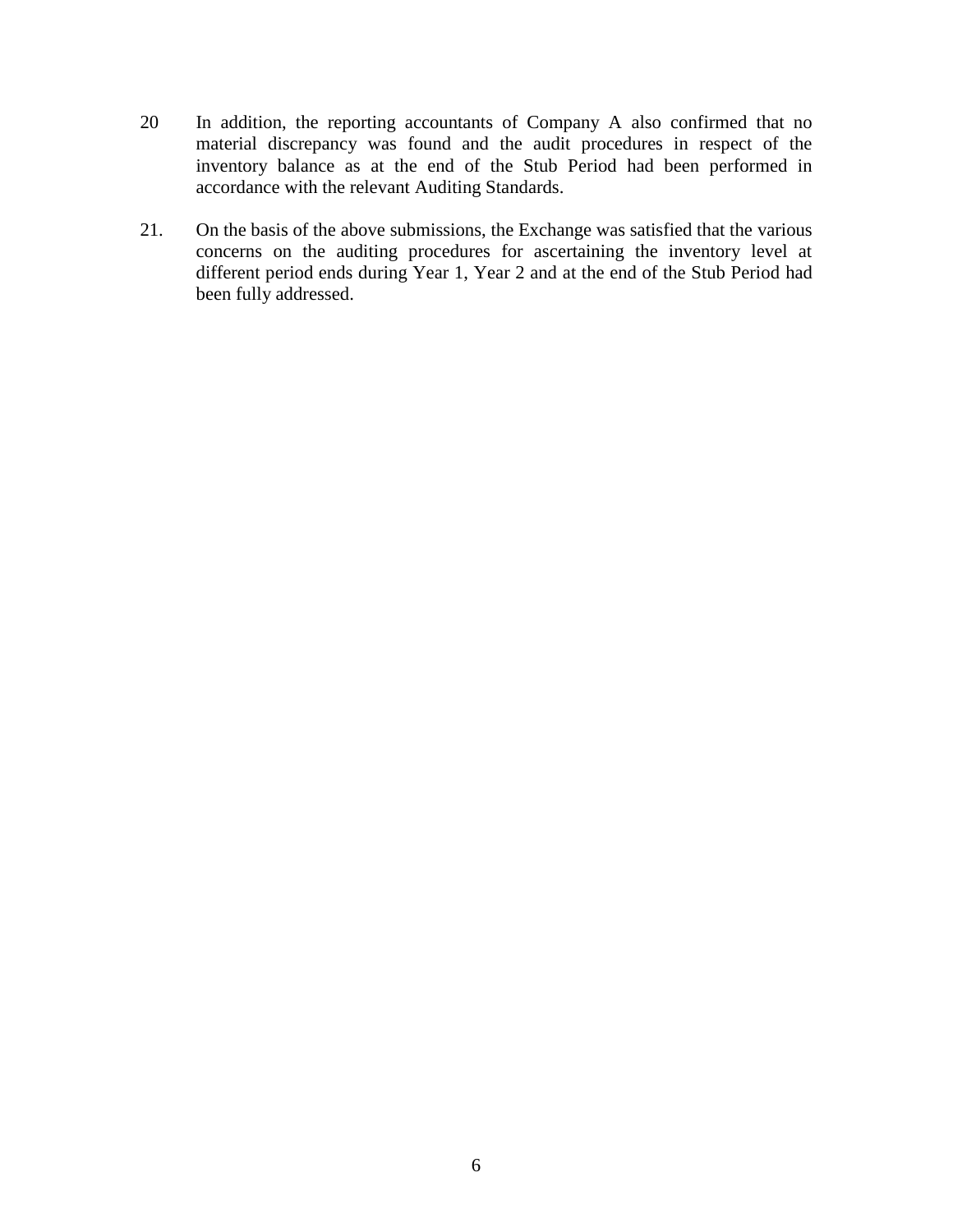20 In addition, the reporting accountants of Company A also confirmed that no material discrepancy was found and the audit procedures in respect of the inventory balance as at the end of the Stub Period had been performed in accordance with the relevant Auditing Standards.

21. On the basis of the above submissions, the Exchange was satisfied that the various concerns on the auditing procedures for ascertaining the inventory level at different period ends during Year 1, Year 2 and at the end of the Stub Period had been fully addressed.